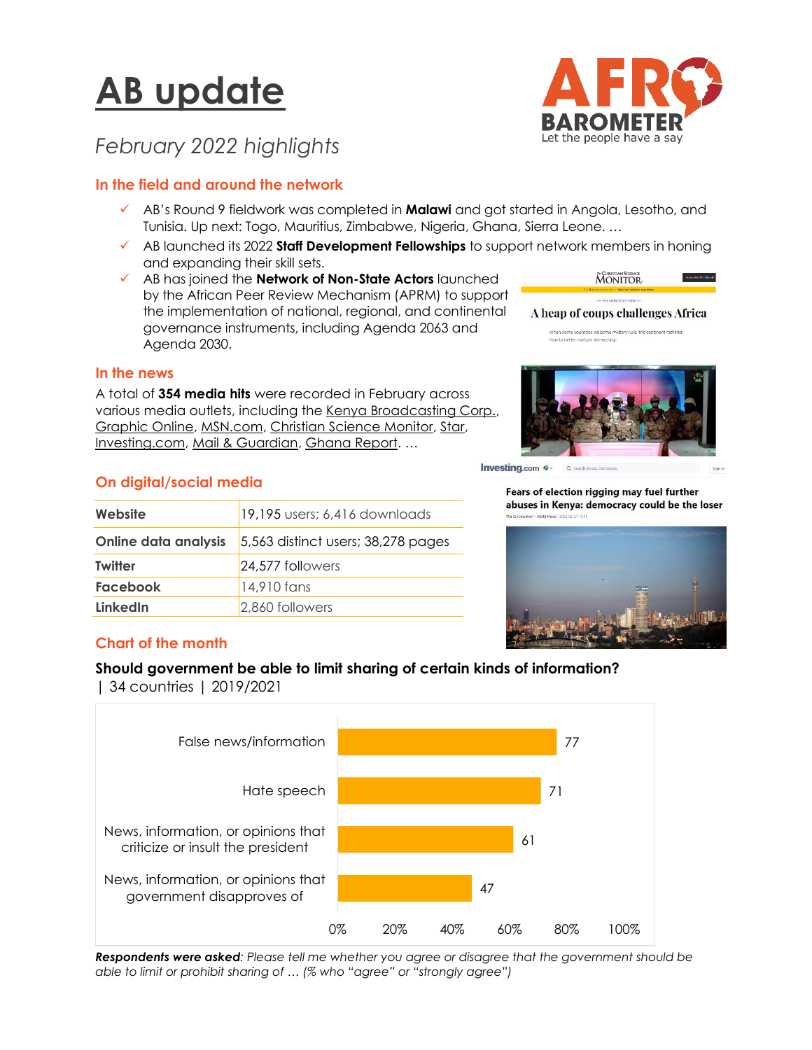# AB update

*February 2022 highlights*

## In the field and around the network

- AB's Round 9 fieldwork was completed in **Malawi** and got started in Angola, Lesotho, and Tunisia. Up next: Togo, Mauritius, Zimbabwe, Nigeria, Ghana, Sierra Leone. …
- AB launched its 2022 **Staff Development Fellowships** to support network members in honing and expanding their skill sets.
- AB has joined the **Network of Non-State Actors** launched by the African Peer Review Mechanism (APRM) to support the implementation of national, regional, and continental governance instruments, including Agenda 2063 and Agenda 2030.

## In the news

A total of **354 media hits** were recorded in February across various media outlets, including the Kenya Broadcasting Corp., Graphic Online, MSN.com, Christian Science Monitor, Star, Investing.com, Mail & Guardian, Ghana Report. …

A heap of coups challenges Africa

Fears of election rigging may fuel further abuses in Kenya: democracy could be the loser

## On digital/social media

| | |
|---|---|
| **Website** | 19,195 users; 6,416 downloads |
| **Online data analysis** | 5,563 distinct users; 38,278 pages |
| **Twitter** | 24,577 followers |
| **Facebook** | 14,910 fans |
| **LinkedIn** | 2,860 followers |

## Chart of the month

**Should government be able to limit sharing of certain kinds of information?** | 34 countries | 2019/2021

| Type of information | % |
|---|---|
| False news/information | 77 |
| Hate speech | 71 |
| News, information, or opinions that criticize or insult the president | 61 |
| News, information, or opinions that government disapproves of | 47 |

***Respondents were asked****: Please tell me whether you agree or disagree that the government should be able to limit or prohibit sharing of … (% who "agree" or "strongly agree")*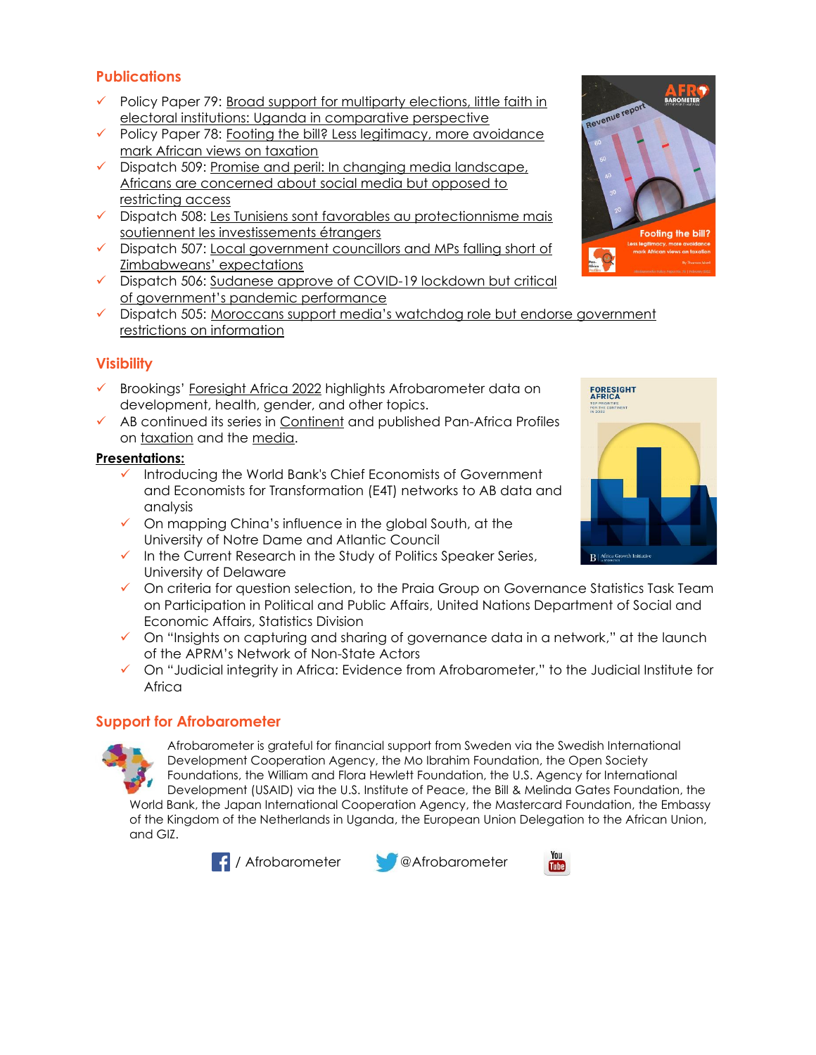## Publications

- ✓ Policy Paper 79: Broad support for multiparty elections, little faith in electoral institutions: Uganda in comparative perspective
- ✓ Policy Paper 78: Footing the bill? Less legitimacy, more avoidance mark African views on taxation
- ✓ Dispatch 509: Promise and peril: In changing media landscape, Africans are concerned about social media but opposed to restricting access
- ✓ Dispatch 508: Les Tunisiens sont favorables au protectionnisme mais soutiennent les investissements étrangers
- ✓ Dispatch 507: Local government councillors and MPs falling short of Zimbabweans' expectations
- ✓ Dispatch 506: Sudanese approve of COVID-19 lockdown but critical of government's pandemic performance
- ✓ Dispatch 505: Moroccans support media's watchdog role but endorse government restrictions on information

## Visibility

- ✓ Brookings' Foresight Africa 2022 highlights Afrobarometer data on development, health, gender, and other topics.
- ✓ AB continued its series in Continent and published Pan-Africa Profiles on taxation and the media.

**Presentations:**

- ✓ Introducing the World Bank's Chief Economists of Government and Economists for Transformation (E4T) networks to AB data and analysis
- ✓ On mapping China's influence in the global South, at the University of Notre Dame and Atlantic Council
- ✓ In the Current Research in the Study of Politics Speaker Series, University of Delaware
- ✓ On criteria for question selection, to the Praia Group on Governance Statistics Task Team on Participation in Political and Public Affairs, United Nations Department of Social and Economic Affairs, Statistics Division
- ✓ On "Insights on capturing and sharing of governance data in a network," at the launch of the APRM's Network of Non-State Actors
- ✓ On "Judicial integrity in Africa: Evidence from Afrobarometer," to the Judicial Institute for Africa

## Support for Afrobarometer

Afrobarometer is grateful for financial support from Sweden via the Swedish International Development Cooperation Agency, the Mo Ibrahim Foundation, the Open Society Foundations, the William and Flora Hewlett Foundation, the U.S. Agency for International Development (USAID) via the U.S. Institute of Peace, the Bill & Melinda Gates Foundation, the World Bank, the Japan International Cooperation Agency, the Mastercard Foundation, the Embassy of the Kingdom of the Netherlands in Uganda, the European Union Delegation to the African Union, and GIZ.

/ Afrobarometer @Afrobarometer